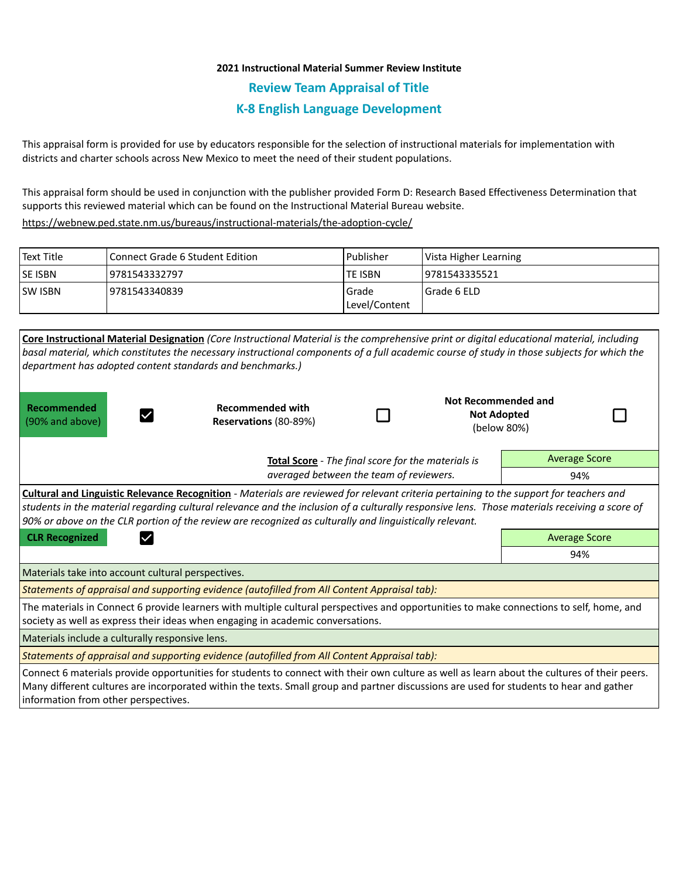**2021 Instructional Material Summer Review Institute**

## Review Team Appraisal of Title

## K-8 English Language Development

This appraisal form is provided for use by educators responsible for the selection of instructional materials for implementation with districts and charter schools across New Mexico to meet the need of their student populations.

This appraisal form should be used in conjunction with the publisher provided Form D: Research Based Effectiveness Determination that supports this reviewed material which can be found on the Instructional Material Bureau website.

https://webnew.ped.state.nm.us/bureaus/instructional-materials/the-adoption-cycle/

| Text Title | Connect Grade 6 Student Edition | Publisher | Vista Higher Learning |
|---|---|---|---|
| SE ISBN | 9781543332797 | TE ISBN | 9781543335521 |
| SW ISBN | 9781543340839 | Grade Level/Content | Grade 6 ELD |

**Core Instructional Material Designation** *(Core Instructional Material is the comprehensive print or digital educational material, including basal material, which constitutes the necessary instructional components of a full academic course of study in those subjects for which the department has adopted content standards and benchmarks.)*

| **Recommended** (90% and above) | ☑ | **Recommended with Reservations** (80-89%) | ☐ | **Not Recommended and Not Adopted** (below 80%) | ☐ |
|---|---|---|---|---|---|

**Total Score** - *The final score for the materials is averaged between the team of reviewers.*

| Average Score |
|---|
| 94% |

**Cultural and Linguistic Relevance Recognition** - *Materials are reviewed for relevant criteria pertaining to the support for teachers and students in the material regarding cultural relevance and the inclusion of a culturally responsive lens. Those materials receiving a score of 90% or above on the CLR portion of the review are recognized as culturally and linguistically relevant.*

**CLR Recognized** ☑

| Average Score |
|---|
| 94% |

Materials take into account cultural perspectives.

*Statements of appraisal and supporting evidence (autofilled from All Content Appraisal tab):*

The materials in Connect 6 provide learners with multiple cultural perspectives and opportunities to make connections to self, home, and society as well as express their ideas when engaging in academic conversations.

Materials include a culturally responsive lens.

*Statements of appraisal and supporting evidence (autofilled from All Content Appraisal tab):*

Connect 6 materials provide opportunities for students to connect with their own culture as well as learn about the cultures of their peers. Many different cultures are incorporated within the texts. Small group and partner discussions are used for students to hear and gather information from other perspectives.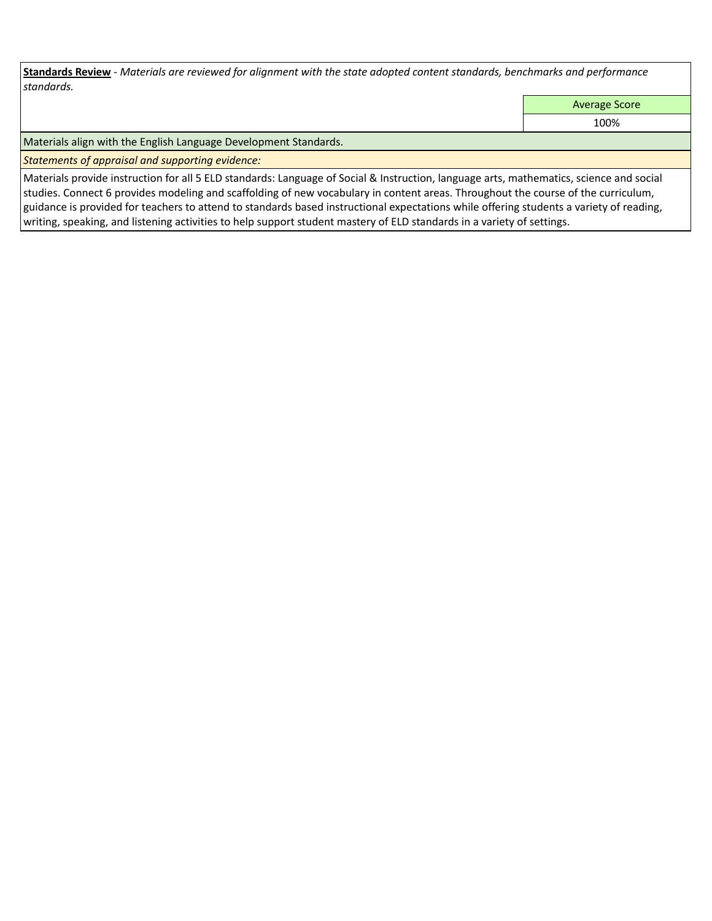**Standards Review** - *Materials are reviewed for alignment with the state adopted content standards, benchmarks and performance standards.*

| | Average Score |
|---|---|
| | 100% |

Materials align with the English Language Development Standards.

*Statements of appraisal and supporting evidence:*

Materials provide instruction for all 5 ELD standards: Language of Social & Instruction, language arts, mathematics, science and social studies. Connect 6 provides modeling and scaffolding of new vocabulary in content areas. Throughout the course of the curriculum, guidance is provided for teachers to attend to standards based instructional expectations while offering students a variety of reading, writing, speaking, and listening activities to help support student mastery of ELD standards in a variety of settings.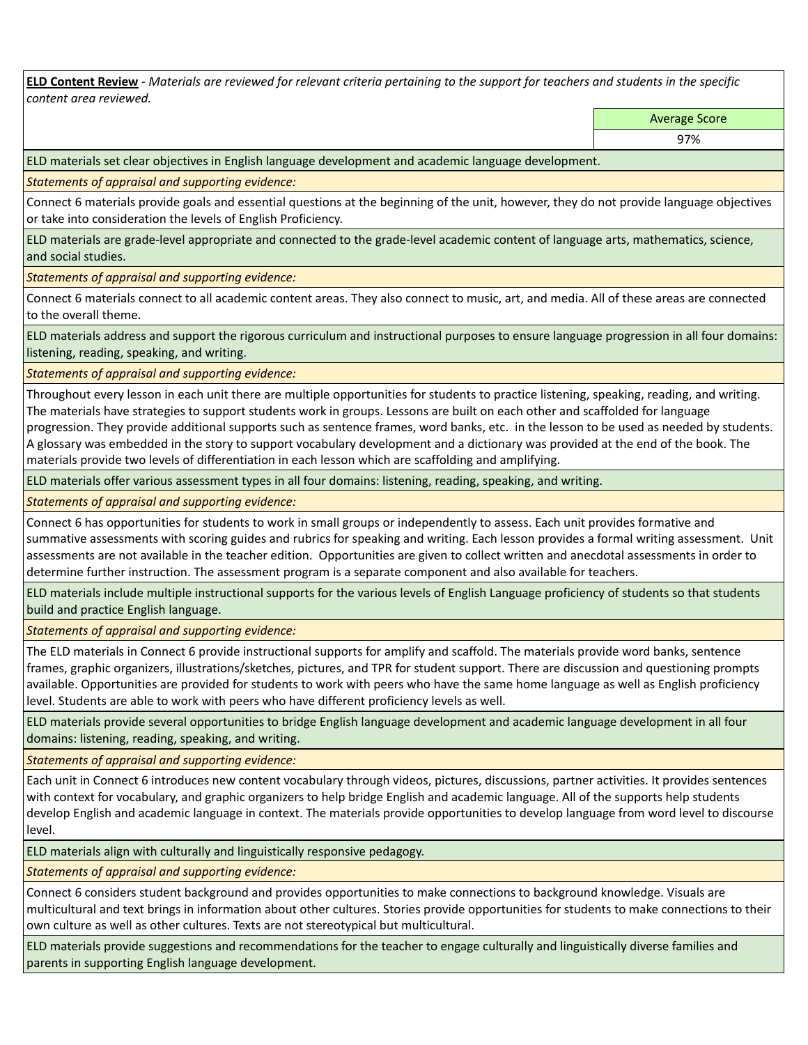**ELD Content Review** - *Materials are reviewed for relevant criteria pertaining to the support for teachers and students in the specific content area reviewed.*

| | Average Score |
|---|---|
| | 97% |

ELD materials set clear objectives in English language development and academic language development.

*Statements of appraisal and supporting evidence:*

Connect 6 materials provide goals and essential questions at the beginning of the unit, however, they do not provide language objectives or take into consideration the levels of English Proficiency.

ELD materials are grade-level appropriate and connected to the grade-level academic content of language arts, mathematics, science, and social studies.

*Statements of appraisal and supporting evidence:*

Connect 6 materials connect to all academic content areas. They also connect to music, art, and media. All of these areas are connected to the overall theme.

ELD materials address and support the rigorous curriculum and instructional purposes to ensure language progression in all four domains: listening, reading, speaking, and writing.

*Statements of appraisal and supporting evidence:*

Throughout every lesson in each unit there are multiple opportunities for students to practice listening, speaking, reading, and writing. The materials have strategies to support students work in groups. Lessons are built on each other and scaffolded for language progression. They provide additional supports such as sentence frames, word banks, etc. in the lesson to be used as needed by students. A glossary was embedded in the story to support vocabulary development and a dictionary was provided at the end of the book. The materials provide two levels of differentiation in each lesson which are scaffolding and amplifying.

ELD materials offer various assessment types in all four domains: listening, reading, speaking, and writing.

*Statements of appraisal and supporting evidence:*

Connect 6 has opportunities for students to work in small groups or independently to assess. Each unit provides formative and summative assessments with scoring guides and rubrics for speaking and writing. Each lesson provides a formal writing assessment. Unit assessments are not available in the teacher edition. Opportunities are given to collect written and anecdotal assessments in order to determine further instruction. The assessment program is a separate component and also available for teachers.

ELD materials include multiple instructional supports for the various levels of English Language proficiency of students so that students build and practice English language.

*Statements of appraisal and supporting evidence:*

The ELD materials in Connect 6 provide instructional supports for amplify and scaffold. The materials provide word banks, sentence frames, graphic organizers, illustrations/sketches, pictures, and TPR for student support. There are discussion and questioning prompts available. Opportunities are provided for students to work with peers who have the same home language as well as English proficiency level. Students are able to work with peers who have different proficiency levels as well.

ELD materials provide several opportunities to bridge English language development and academic language development in all four domains: listening, reading, speaking, and writing.

*Statements of appraisal and supporting evidence:*

Each unit in Connect 6 introduces new content vocabulary through videos, pictures, discussions, partner activities. It provides sentences with context for vocabulary, and graphic organizers to help bridge English and academic language. All of the supports help students develop English and academic language in context. The materials provide opportunities to develop language from word level to discourse level.

ELD materials align with culturally and linguistically responsive pedagogy.

*Statements of appraisal and supporting evidence:*

Connect 6 considers student background and provides opportunities to make connections to background knowledge. Visuals are multicultural and text brings in information about other cultures. Stories provide opportunities for students to make connections to their own culture as well as other cultures. Texts are not stereotypical but multicultural.

ELD materials provide suggestions and recommendations for the teacher to engage culturally and linguistically diverse families and parents in supporting English language development.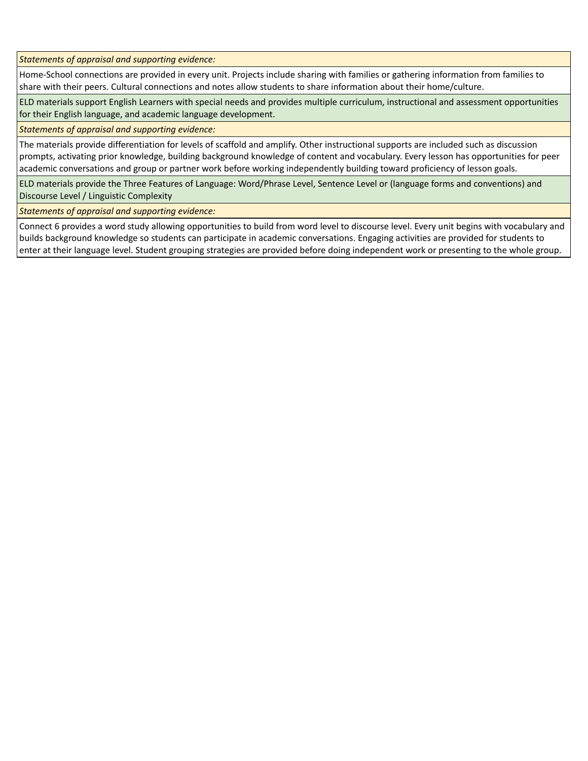*Statements of appraisal and supporting evidence:*

Home-School connections are provided in every unit. Projects include sharing with families or gathering information from families to share with their peers. Cultural connections and notes allow students to share information about their home/culture.

ELD materials support English Learners with special needs and provides multiple curriculum, instructional and assessment opportunities for their English language, and academic language development.

*Statements of appraisal and supporting evidence:*

The materials provide differentiation for levels of scaffold and amplify. Other instructional supports are included such as discussion prompts, activating prior knowledge, building background knowledge of content and vocabulary. Every lesson has opportunities for peer academic conversations and group or partner work before working independently building toward proficiency of lesson goals.

ELD materials provide the Three Features of Language: Word/Phrase Level, Sentence Level or (language forms and conventions) and Discourse Level / Linguistic Complexity

*Statements of appraisal and supporting evidence:*

Connect 6 provides a word study allowing opportunities to build from word level to discourse level. Every unit begins with vocabulary and builds background knowledge so students can participate in academic conversations. Engaging activities are provided for students to enter at their language level. Student grouping strategies are provided before doing independent work or presenting to the whole group.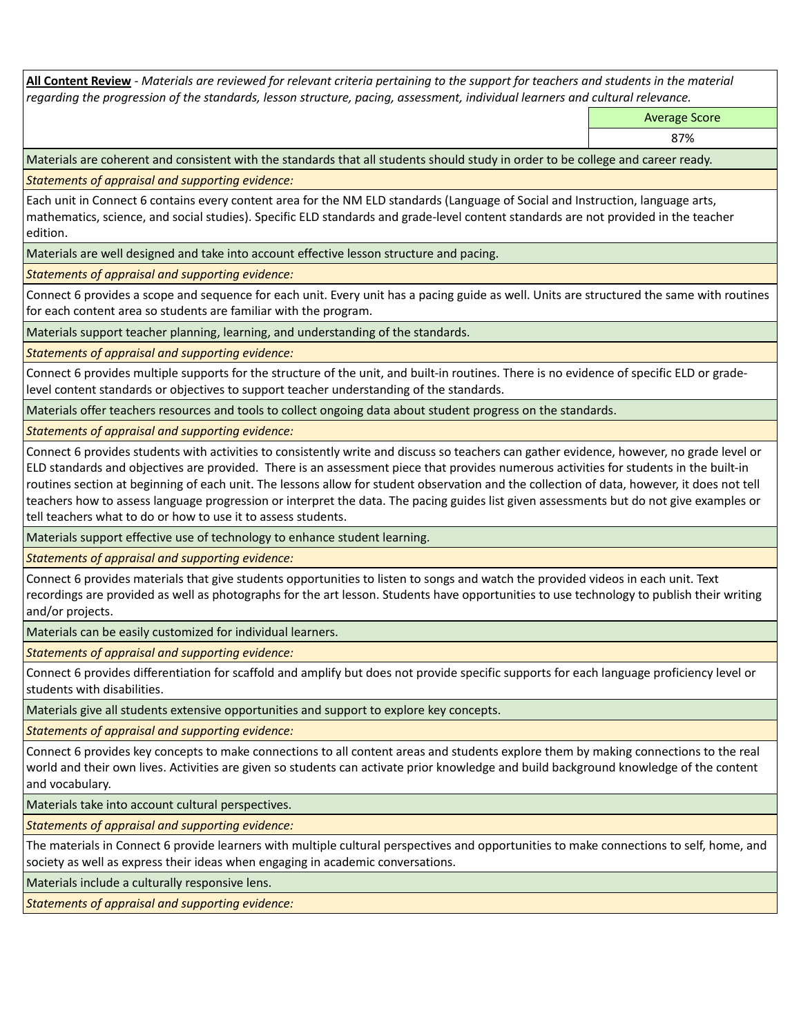**All Content Review** - *Materials are reviewed for relevant criteria pertaining to the support for teachers and students in the material regarding the progression of the standards, lesson structure, pacing, assessment, individual learners and cultural relevance.*

| | Average Score |
|---|---|
| | 87% |

Materials are coherent and consistent with the standards that all students should study in order to be college and career ready.

*Statements of appraisal and supporting evidence:*

Each unit in Connect 6 contains every content area for the NM ELD standards (Language of Social and Instruction, language arts, mathematics, science, and social studies). Specific ELD standards and grade-level content standards are not provided in the teacher edition.

Materials are well designed and take into account effective lesson structure and pacing.

*Statements of appraisal and supporting evidence:*

Connect 6 provides a scope and sequence for each unit. Every unit has a pacing guide as well. Units are structured the same with routines for each content area so students are familiar with the program.

Materials support teacher planning, learning, and understanding of the standards.

*Statements of appraisal and supporting evidence:*

Connect 6 provides multiple supports for the structure of the unit, and built-in routines. There is no evidence of specific ELD or grade-level content standards or objectives to support teacher understanding of the standards.

Materials offer teachers resources and tools to collect ongoing data about student progress on the standards.

*Statements of appraisal and supporting evidence:*

Connect 6 provides students with activities to consistently write and discuss so teachers can gather evidence, however, no grade level or ELD standards and objectives are provided. There is an assessment piece that provides numerous activities for students in the built-in routines section at beginning of each unit. The lessons allow for student observation and the collection of data, however, it does not tell teachers how to assess language progression or interpret the data. The pacing guides list given assessments but do not give examples or tell teachers what to do or how to use it to assess students.

Materials support effective use of technology to enhance student learning.

*Statements of appraisal and supporting evidence:*

Connect 6 provides materials that give students opportunities to listen to songs and watch the provided videos in each unit. Text recordings are provided as well as photographs for the art lesson. Students have opportunities to use technology to publish their writing and/or projects.

Materials can be easily customized for individual learners.

*Statements of appraisal and supporting evidence:*

Connect 6 provides differentiation for scaffold and amplify but does not provide specific supports for each language proficiency level or students with disabilities.

Materials give all students extensive opportunities and support to explore key concepts.

*Statements of appraisal and supporting evidence:*

Connect 6 provides key concepts to make connections to all content areas and students explore them by making connections to the real world and their own lives. Activities are given so students can activate prior knowledge and build background knowledge of the content and vocabulary.

Materials take into account cultural perspectives.

*Statements of appraisal and supporting evidence:*

The materials in Connect 6 provide learners with multiple cultural perspectives and opportunities to make connections to self, home, and society as well as express their ideas when engaging in academic conversations.

Materials include a culturally responsive lens.

*Statements of appraisal and supporting evidence:*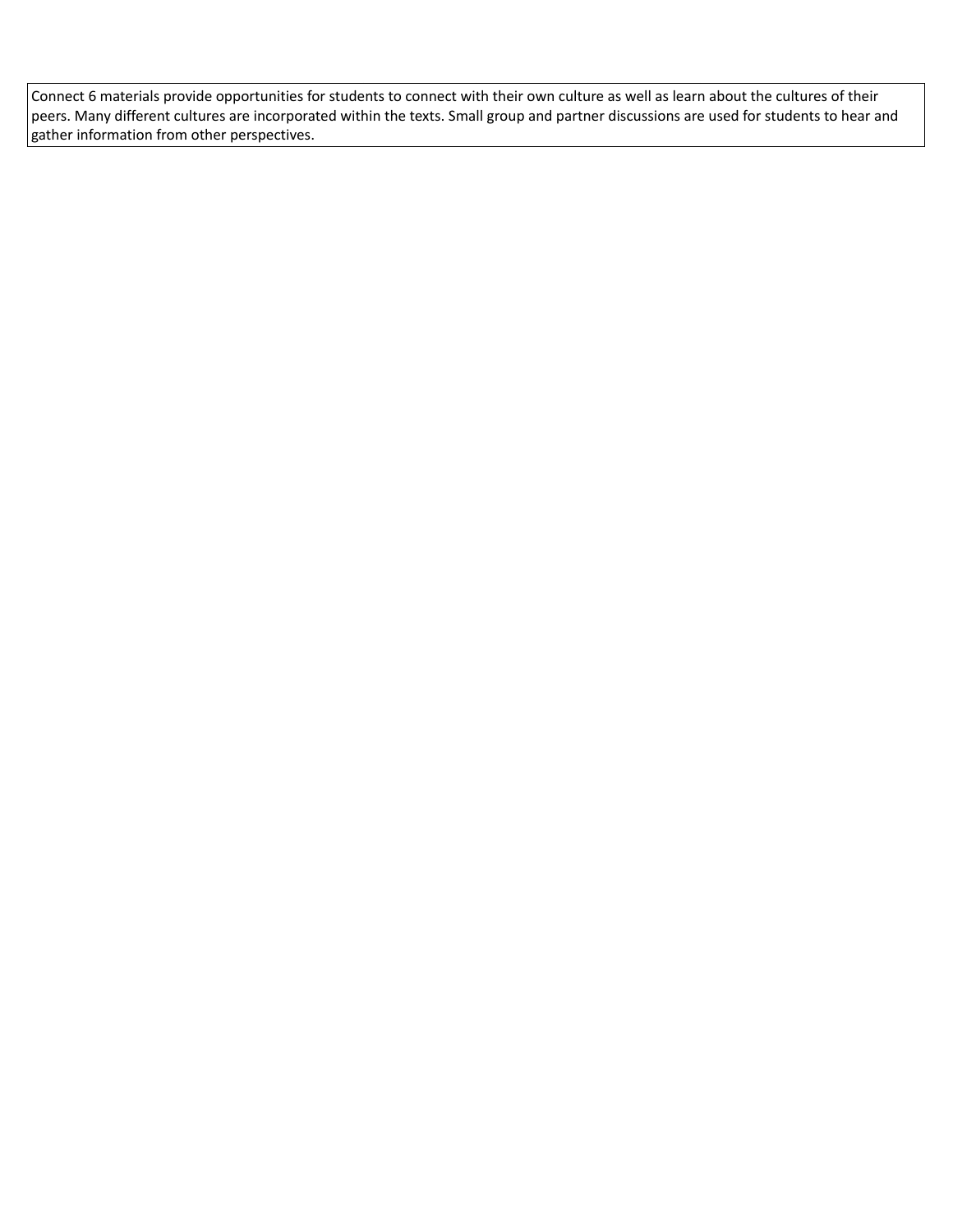Connect 6 materials provide opportunities for students to connect with their own culture as well as learn about the cultures of their peers. Many different cultures are incorporated within the texts. Small group and partner discussions are used for students to hear and gather information from other perspectives.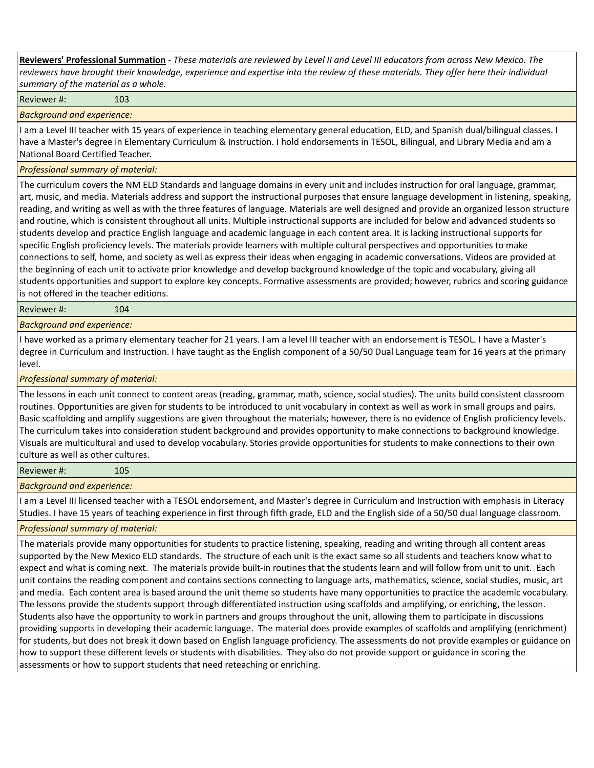**Reviewers' Professional Summation** - *These materials are reviewed by Level II and Level III educators from across New Mexico. The reviewers have brought their knowledge, experience and expertise into the review of these materials. They offer here their individual summary of the material as a whole.*

Reviewer #: 103

*Background and experience:*

I am a Level III teacher with 15 years of experience in teaching elementary general education, ELD, and Spanish dual/bilingual classes. I have a Master's degree in Elementary Curriculum & Instruction. I hold endorsements in TESOL, Bilingual, and Library Media and am a National Board Certified Teacher.

*Professional summary of material:*

The curriculum covers the NM ELD Standards and language domains in every unit and includes instruction for oral language, grammar, art, music, and media. Materials address and support the instructional purposes that ensure language development in listening, speaking, reading, and writing as well as with the three features of language. Materials are well designed and provide an organized lesson structure and routine, which is consistent throughout all units. Multiple instructional supports are included for below and advanced students so students develop and practice English language and academic language in each content area. It is lacking instructional supports for specific English proficiency levels. The materials provide learners with multiple cultural perspectives and opportunities to make connections to self, home, and society as well as express their ideas when engaging in academic conversations. Videos are provided at the beginning of each unit to activate prior knowledge and develop background knowledge of the topic and vocabulary, giving all students opportunities and support to explore key concepts. Formative assessments are provided; however, rubrics and scoring guidance is not offered in the teacher editions.

Reviewer #: 104

*Background and experience:*

I have worked as a primary elementary teacher for 21 years. I am a level III teacher with an endorsement is TESOL. I have a Master's degree in Curriculum and Instruction. I have taught as the English component of a 50/50 Dual Language team for 16 years at the primary level.

*Professional summary of material:*

The lessons in each unit connect to content areas (reading, grammar, math, science, social studies). The units build consistent classroom routines. Opportunities are given for students to be introduced to unit vocabulary in context as well as work in small groups and pairs. Basic scaffolding and amplify suggestions are given throughout the materials; however, there is no evidence of English proficiency levels. The curriculum takes into consideration student background and provides opportunity to make connections to background knowledge. Visuals are multicultural and used to develop vocabulary. Stories provide opportunities for students to make connections to their own culture as well as other cultures.

Reviewer #: 105

*Background and experience:*

I am a Level III licensed teacher with a TESOL endorsement, and Master's degree in Curriculum and Instruction with emphasis in Literacy Studies. I have 15 years of teaching experience in first through fifth grade, ELD and the English side of a 50/50 dual language classroom.

*Professional summary of material:*

The materials provide many opportunities for students to practice listening, speaking, reading and writing through all content areas supported by the New Mexico ELD standards. The structure of each unit is the exact same so all students and teachers know what to expect and what is coming next. The materials provide built-in routines that the students learn and will follow from unit to unit. Each unit contains the reading component and contains sections connecting to language arts, mathematics, science, social studies, music, art and media. Each content area is based around the unit theme so students have many opportunities to practice the academic vocabulary. The lessons provide the students support through differentiated instruction using scaffolds and amplifying, or enriching, the lesson. Students also have the opportunity to work in partners and groups throughout the unit, allowing them to participate in discussions providing supports in developing their academic language. The material does provide examples of scaffolds and amplifying (enrichment) for students, but does not break it down based on English language proficiency. The assessments do not provide examples or guidance on how to support these different levels or students with disabilities. They also do not provide support or guidance in scoring the assessments or how to support students that need reteaching or enriching.